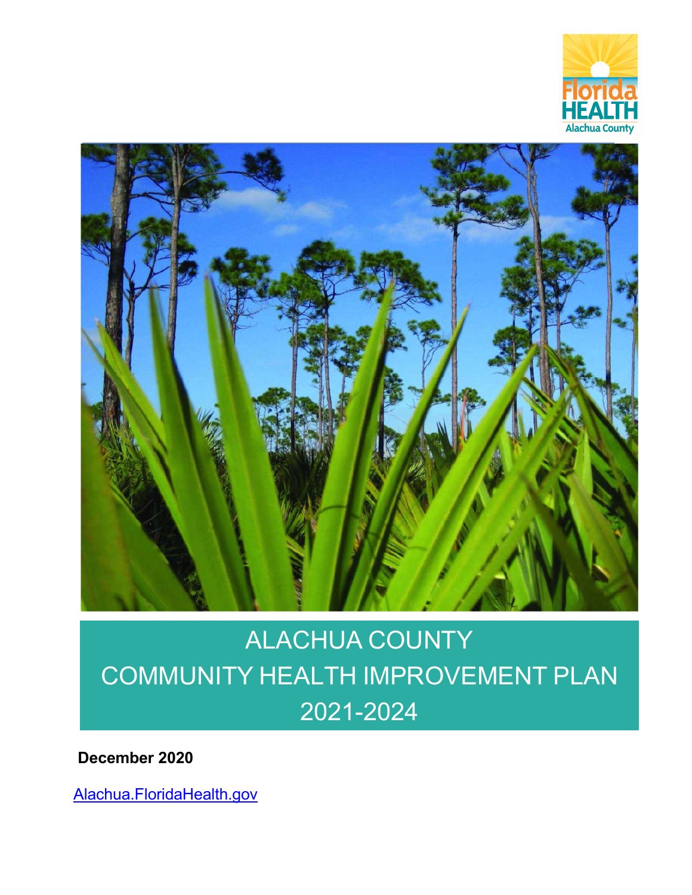Florida HEALTH
Alachua County

# ALACHUA COUNTY COMMUNITY HEALTH IMPROVEMENT PLAN 2021-2024

**December 2020**

Alachua.FloridaHealth.gov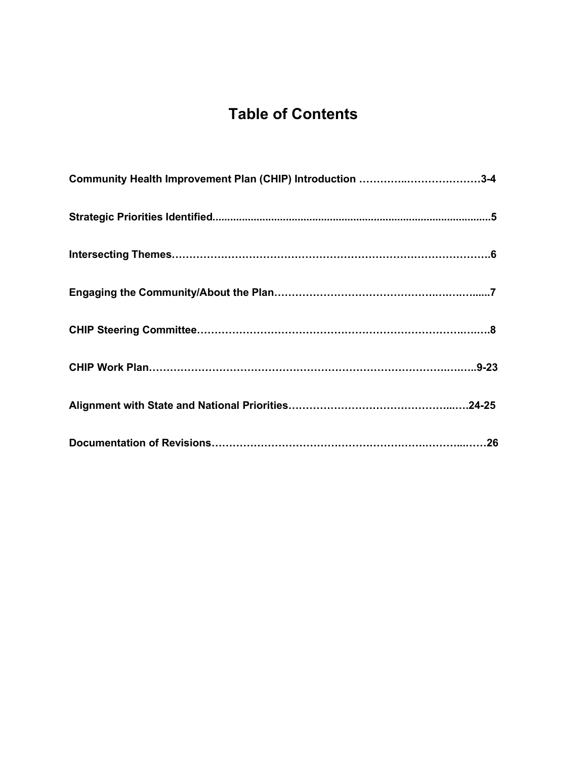# Table of Contents

**Community Health Improvement Plan (CHIP) Introduction ……………………………3-4**

**Strategic Priorities Identified……………………………………………………………5**

**Intersecting Themes……………………………………………………………………6**

**Engaging the Community/About the Plan…………………………………………………7**

**CHIP Steering Committee…………………………………………………………………8**

**CHIP Work Plan…………………………………………………………………………9-23**

**Alignment with State and National Priorities……………………………………………24-25**

**Documentation of Revisions……………………………………………………………26**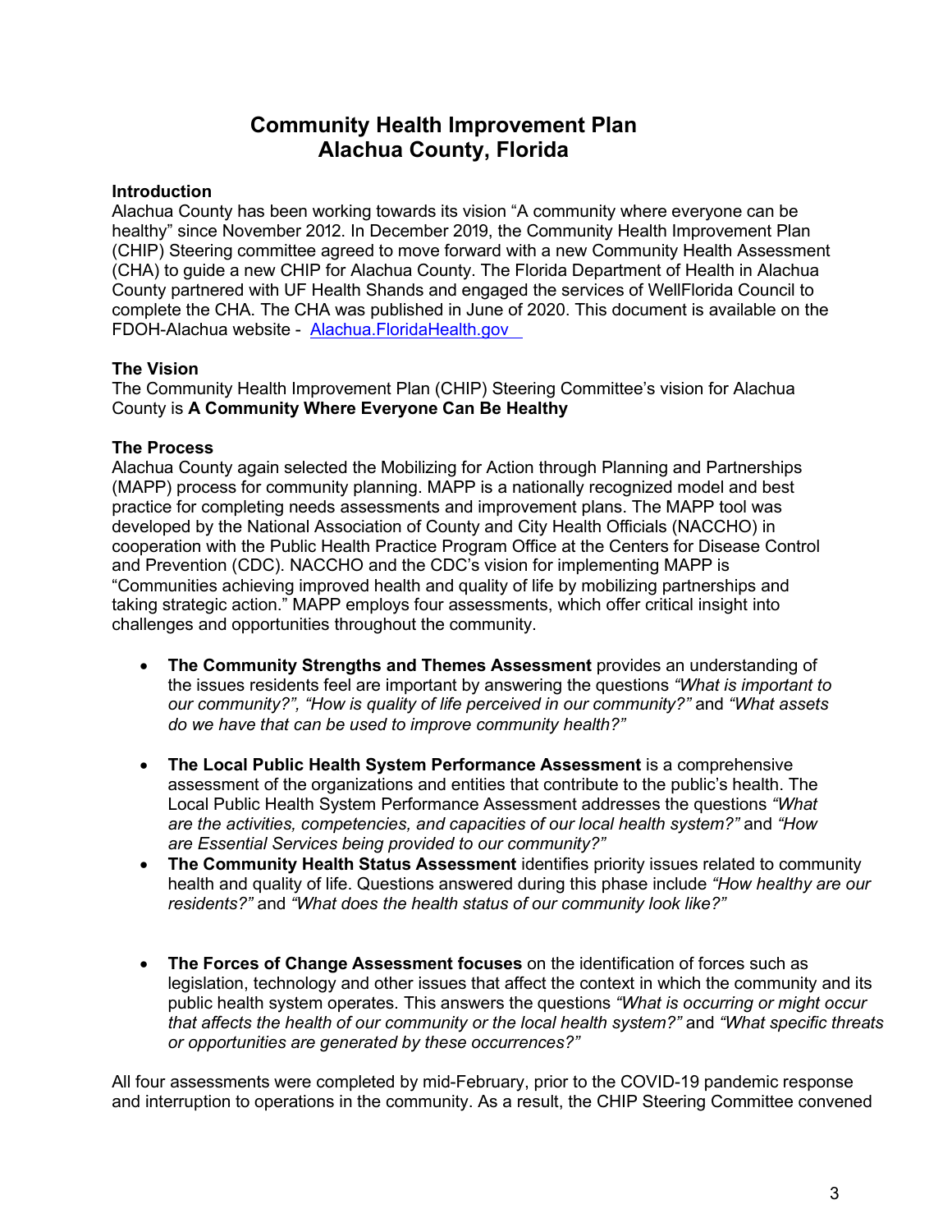# Community Health Improvement Plan
# Alachua County, Florida

**Introduction**

Alachua County has been working towards its vision "A community where everyone can be healthy" since November 2012. In December 2019, the Community Health Improvement Plan (CHIP) Steering committee agreed to move forward with a new Community Health Assessment (CHA) to guide a new CHIP for Alachua County. The Florida Department of Health in Alachua County partnered with UF Health Shands and engaged the services of WellFlorida Council to complete the CHA. The CHA was published in June of 2020. This document is available on the FDOH-Alachua website - [Alachua.FloridaHealth.gov](Alachua.FloridaHealth.gov)

**The Vision**

The Community Health Improvement Plan (CHIP) Steering Committee's vision for Alachua County is **A Community Where Everyone Can Be Healthy**

**The Process**

Alachua County again selected the Mobilizing for Action through Planning and Partnerships (MAPP) process for community planning. MAPP is a nationally recognized model and best practice for completing needs assessments and improvement plans. The MAPP tool was developed by the National Association of County and City Health Officials (NACCHO) in cooperation with the Public Health Practice Program Office at the Centers for Disease Control and Prevention (CDC). NACCHO and the CDC's vision for implementing MAPP is "Communities achieving improved health and quality of life by mobilizing partnerships and taking strategic action." MAPP employs four assessments, which offer critical insight into challenges and opportunities throughout the community.

- **The Community Strengths and Themes Assessment** provides an understanding of the issues residents feel are important by answering the questions *"What is important to our community?", "How is quality of life perceived in our community?"* and *"What assets do we have that can be used to improve community health?"*
- **The Local Public Health System Performance Assessment** is a comprehensive assessment of the organizations and entities that contribute to the public's health. The Local Public Health System Performance Assessment addresses the questions *"What are the activities, competencies, and capacities of our local health system?"* and *"How are Essential Services being provided to our community?"*
- **The Community Health Status Assessment** identifies priority issues related to community health and quality of life. Questions answered during this phase include *"How healthy are our residents?"* and *"What does the health status of our community look like?"*
- **The Forces of Change Assessment focuses** on the identification of forces such as legislation, technology and other issues that affect the context in which the community and its public health system operates. This answers the questions *"What is occurring or might occur that affects the health of our community or the local health system?"* and *"What specific threats or opportunities are generated by these occurrences?"*

All four assessments were completed by mid-February, prior to the COVID-19 pandemic response and interruption to operations in the community. As a result, the CHIP Steering Committee convened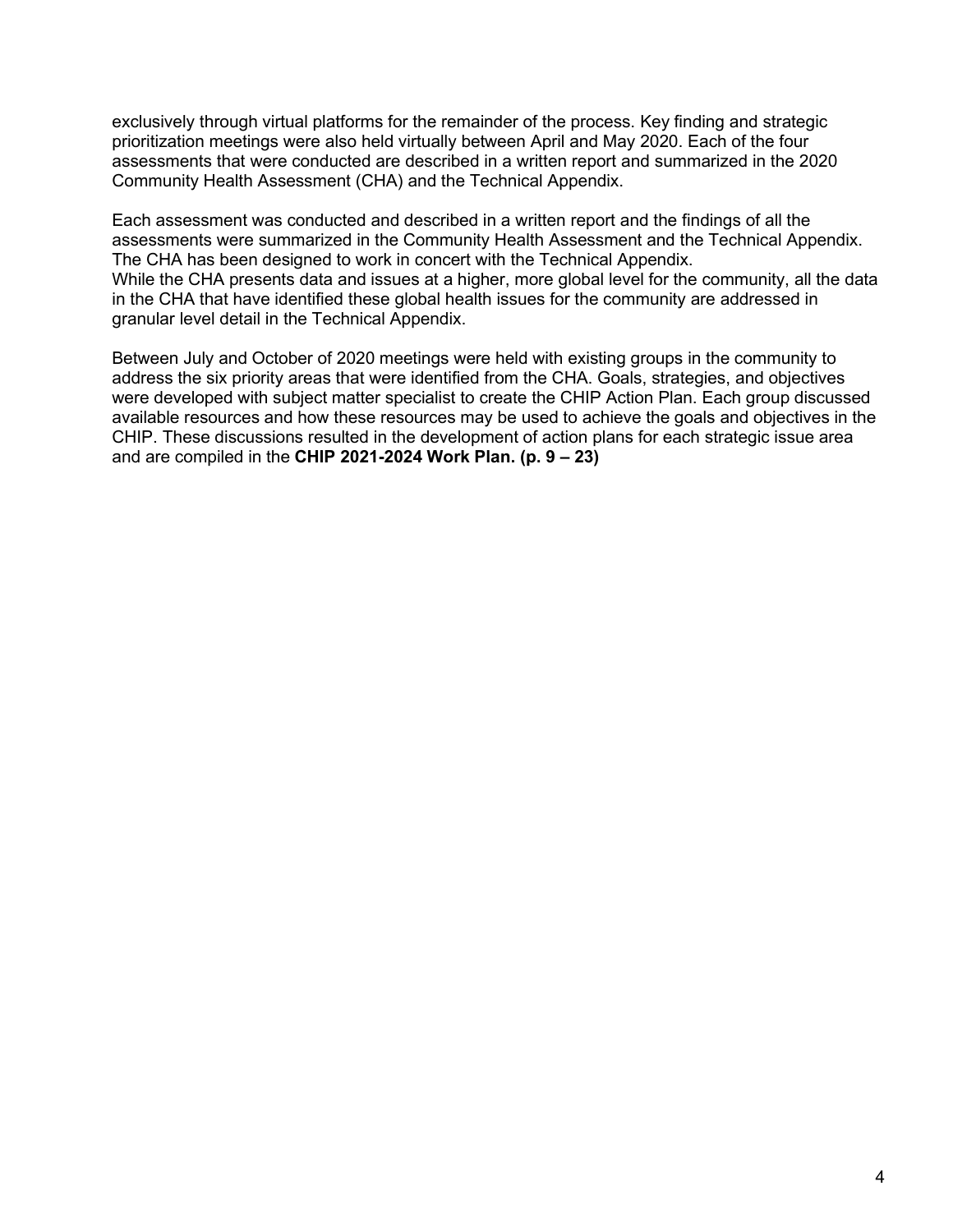exclusively through virtual platforms for the remainder of the process. Key finding and strategic prioritization meetings were also held virtually between April and May 2020. Each of the four assessments that were conducted are described in a written report and summarized in the 2020 Community Health Assessment (CHA) and the Technical Appendix.

Each assessment was conducted and described in a written report and the findings of all the assessments were summarized in the Community Health Assessment and the Technical Appendix. The CHA has been designed to work in concert with the Technical Appendix.
While the CHA presents data and issues at a higher, more global level for the community, all the data in the CHA that have identified these global health issues for the community are addressed in granular level detail in the Technical Appendix.

Between July and October of 2020 meetings were held with existing groups in the community to address the six priority areas that were identified from the CHA. Goals, strategies, and objectives were developed with subject matter specialist to create the CHIP Action Plan. Each group discussed available resources and how these resources may be used to achieve the goals and objectives in the CHIP. These discussions resulted in the development of action plans for each strategic issue area and are compiled in the **CHIP 2021-2024 Work Plan. (p. 9 – 23)**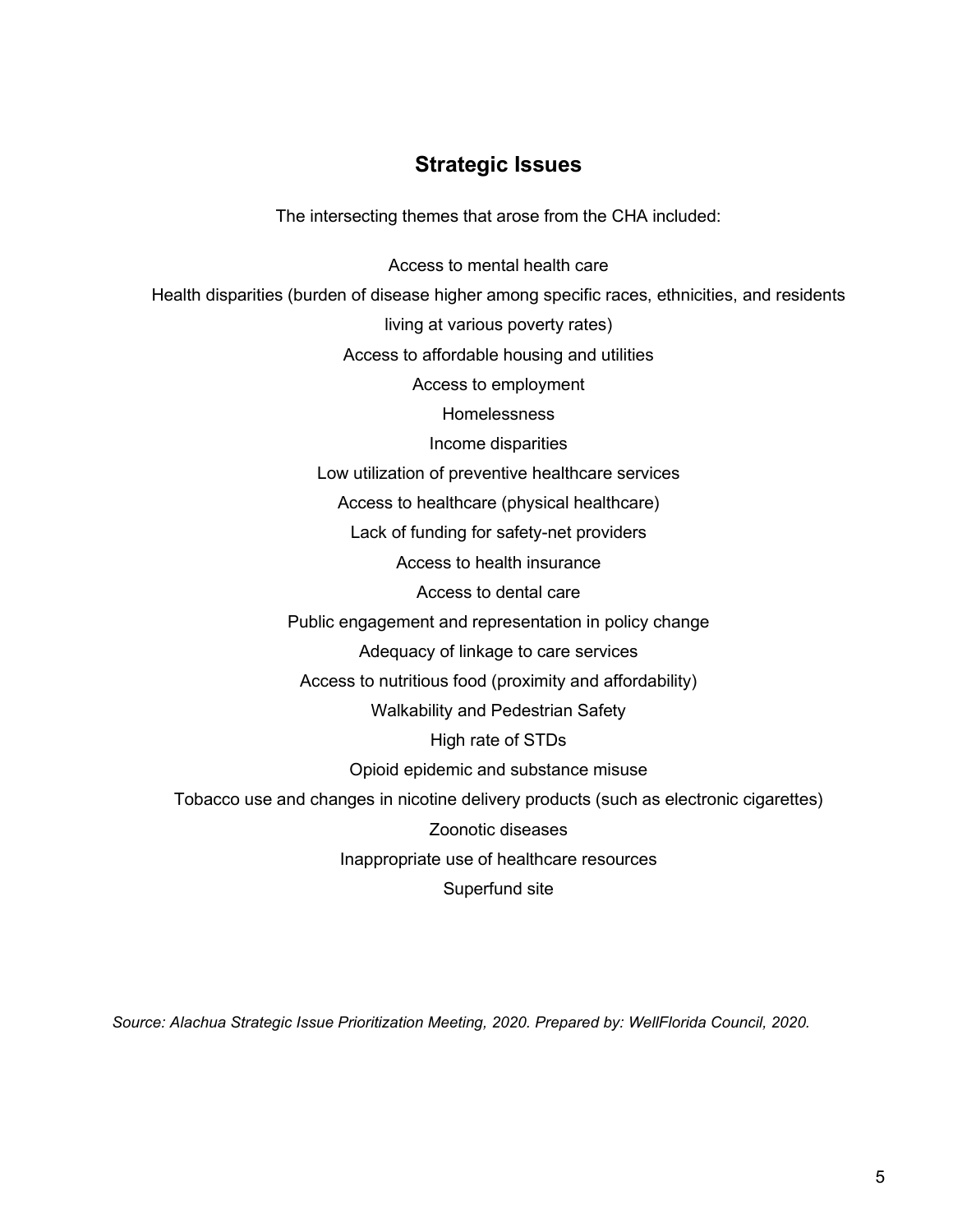## Strategic Issues

The intersecting themes that arose from the CHA included:

Access to mental health care

Health disparities (burden of disease higher among specific races, ethnicities, and residents living at various poverty rates)

Access to affordable housing and utilities

Access to employment

Homelessness

Income disparities

Low utilization of preventive healthcare services

Access to healthcare (physical healthcare)

Lack of funding for safety-net providers

Access to health insurance

Access to dental care

Public engagement and representation in policy change

Adequacy of linkage to care services

Access to nutritious food (proximity and affordability)

Walkability and Pedestrian Safety

High rate of STDs

Opioid epidemic and substance misuse

Tobacco use and changes in nicotine delivery products (such as electronic cigarettes)

Zoonotic diseases

Inappropriate use of healthcare resources

Superfund site

*Source: Alachua Strategic Issue Prioritization Meeting, 2020. Prepared by: WellFlorida Council, 2020.*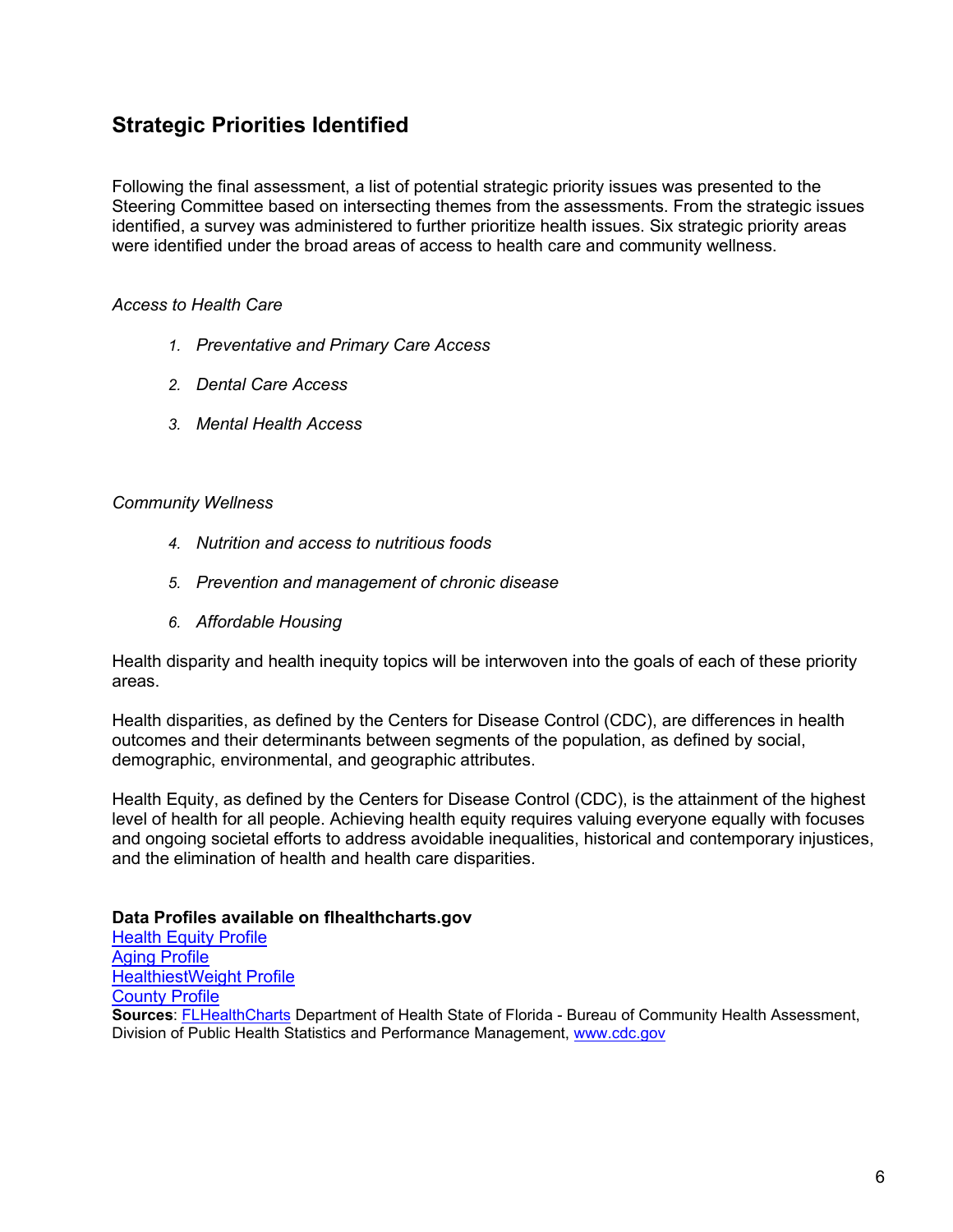## Strategic Priorities Identified

Following the final assessment, a list of potential strategic priority issues was presented to the Steering Committee based on intersecting themes from the assessments. From the strategic issues identified, a survey was administered to further prioritize health issues. Six strategic priority areas were identified under the broad areas of access to health care and community wellness.

*Access to Health Care*

1. *Preventative and Primary Care Access*
2. *Dental Care Access*
3. *Mental Health Access*

*Community Wellness*

4. *Nutrition and access to nutritious foods*
5. *Prevention and management of chronic disease*
6. *Affordable Housing*

Health disparity and health inequity topics will be interwoven into the goals of each of these priority areas.

Health disparities, as defined by the Centers for Disease Control (CDC), are differences in health outcomes and their determinants between segments of the population, as defined by social, demographic, environmental, and geographic attributes.

Health Equity, as defined by the Centers for Disease Control (CDC), is the attainment of the highest level of health for all people. Achieving health equity requires valuing everyone equally with focuses and ongoing societal efforts to address avoidable inequalities, historical and contemporary injustices, and the elimination of health and health care disparities.

**Data Profiles available on flhealthcharts.gov**
Health Equity Profile
Aging Profile
HealthiestWeight Profile
County Profile
**Sources**: FLHealthCharts Department of Health State of Florida - Bureau of Community Health Assessment, Division of Public Health Statistics and Performance Management, www.cdc.gov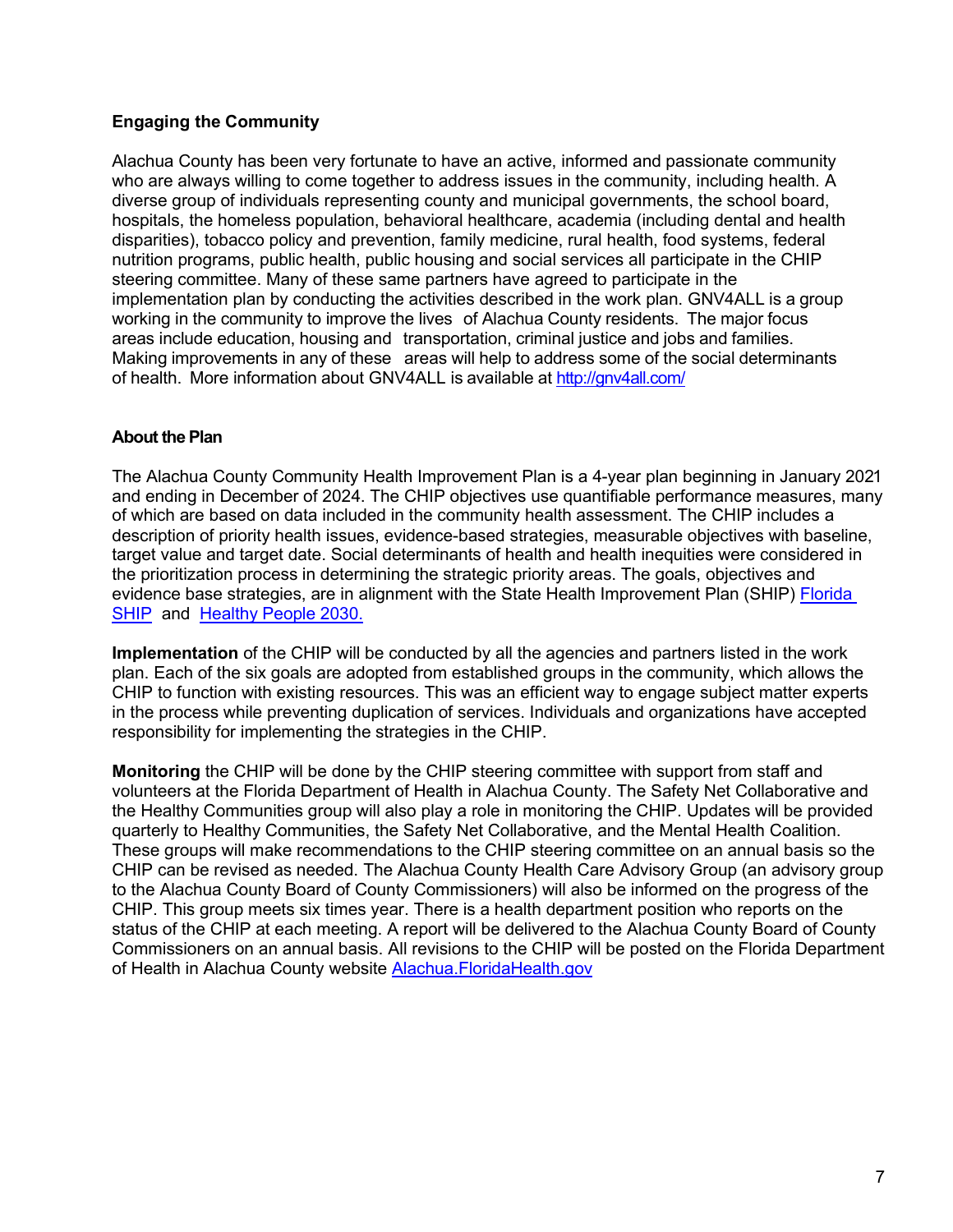### Engaging the Community

Alachua County has been very fortunate to have an active, informed and passionate community who are always willing to come together to address issues in the community, including health. A diverse group of individuals representing county and municipal governments, the school board, hospitals, the homeless population, behavioral healthcare, academia (including dental and health disparities), tobacco policy and prevention, family medicine, rural health, food systems, federal nutrition programs, public health, public housing and social services all participate in the CHIP steering committee. Many of these same partners have agreed to participate in the implementation plan by conducting the activities described in the work plan. GNV4ALL is a group working in the community to improve the lives of Alachua County residents. The major focus areas include education, housing and transportation, criminal justice and jobs and families. Making improvements in any of these areas will help to address some of the social determinants of health. More information about GNV4ALL is available at [http://gnv4all.com/](http://gnv4all.com/)

### About the Plan

The Alachua County Community Health Improvement Plan is a 4-year plan beginning in January 2021 and ending in December of 2024. The CHIP objectives use quantifiable performance measures, many of which are based on data included in the community health assessment. The CHIP includes a description of priority health issues, evidence-based strategies, measurable objectives with baseline, target value and target date. Social determinants of health and health inequities were considered in the prioritization process in determining the strategic priority areas. The goals, objectives and evidence base strategies, are in alignment with the State Health Improvement Plan (SHIP) Florida SHIP and Healthy People 2030.

**Implementation** of the CHIP will be conducted by all the agencies and partners listed in the work plan. Each of the six goals are adopted from established groups in the community, which allows the CHIP to function with existing resources. This was an efficient way to engage subject matter experts in the process while preventing duplication of services. Individuals and organizations have accepted responsibility for implementing the strategies in the CHIP.

**Monitoring** the CHIP will be done by the CHIP steering committee with support from staff and volunteers at the Florida Department of Health in Alachua County. The Safety Net Collaborative and the Healthy Communities group will also play a role in monitoring the CHIP. Updates will be provided quarterly to Healthy Communities, the Safety Net Collaborative, and the Mental Health Coalition. These groups will make recommendations to the CHIP steering committee on an annual basis so the CHIP can be revised as needed. The Alachua County Health Care Advisory Group (an advisory group to the Alachua County Board of County Commissioners) will also be informed on the progress of the CHIP. This group meets six times year. There is a health department position who reports on the status of the CHIP at each meeting. A report will be delivered to the Alachua County Board of County Commissioners on an annual basis. All revisions to the CHIP will be posted on the Florida Department of Health in Alachua County website Alachua.FloridaHealth.gov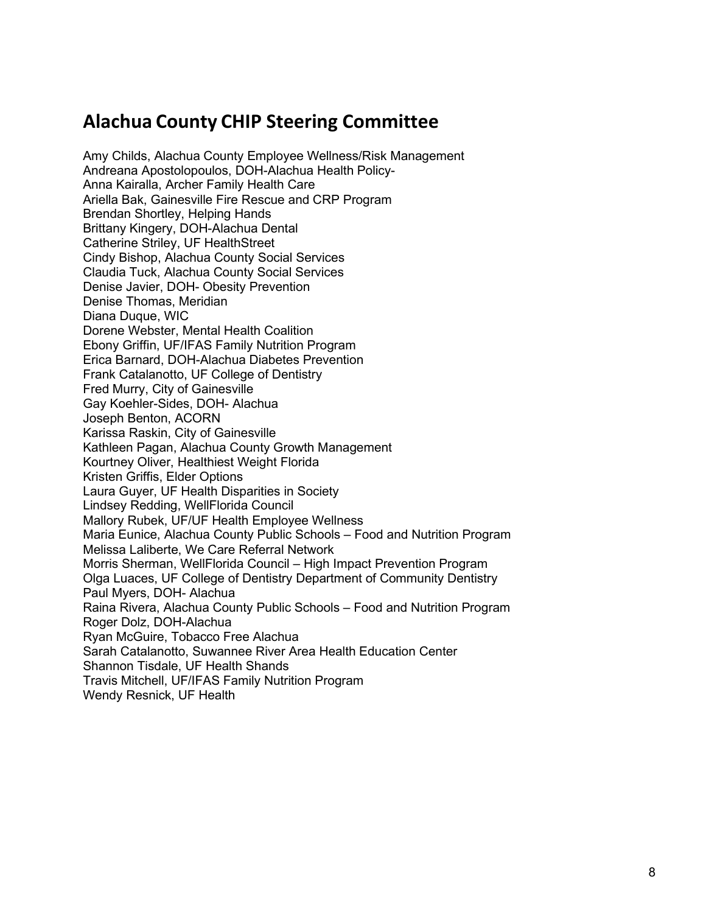## Alachua County CHIP Steering Committee

Amy Childs, Alachua County Employee Wellness/Risk Management
Andreana Apostolopoulos, DOH-Alachua Health Policy-
Anna Kairalla, Archer Family Health Care
Ariella Bak, Gainesville Fire Rescue and CRP Program
Brendan Shortley, Helping Hands
Brittany Kingery, DOH-Alachua Dental
Catherine Striley, UF HealthStreet
Cindy Bishop, Alachua County Social Services
Claudia Tuck, Alachua County Social Services
Denise Javier, DOH- Obesity Prevention
Denise Thomas, Meridian
Diana Duque, WIC
Dorene Webster, Mental Health Coalition
Ebony Griffin, UF/IFAS Family Nutrition Program
Erica Barnard, DOH-Alachua Diabetes Prevention
Frank Catalanotto, UF College of Dentistry
Fred Murry, City of Gainesville
Gay Koehler-Sides, DOH- Alachua
Joseph Benton, ACORN
Karissa Raskin, City of Gainesville
Kathleen Pagan, Alachua County Growth Management
Kourtney Oliver, Healthiest Weight Florida
Kristen Griffis, Elder Options
Laura Guyer, UF Health Disparities in Society
Lindsey Redding, WellFlorida Council
Mallory Rubek, UF/UF Health Employee Wellness
Maria Eunice, Alachua County Public Schools – Food and Nutrition Program
Melissa Laliberte, We Care Referral Network
Morris Sherman, WellFlorida Council – High Impact Prevention Program
Olga Luaces, UF College of Dentistry Department of Community Dentistry
Paul Myers, DOH- Alachua
Raina Rivera, Alachua County Public Schools – Food and Nutrition Program
Roger Dolz, DOH-Alachua
Ryan McGuire, Tobacco Free Alachua
Sarah Catalanotto, Suwannee River Area Health Education Center
Shannon Tisdale, UF Health Shands
Travis Mitchell, UF/IFAS Family Nutrition Program
Wendy Resnick, UF Health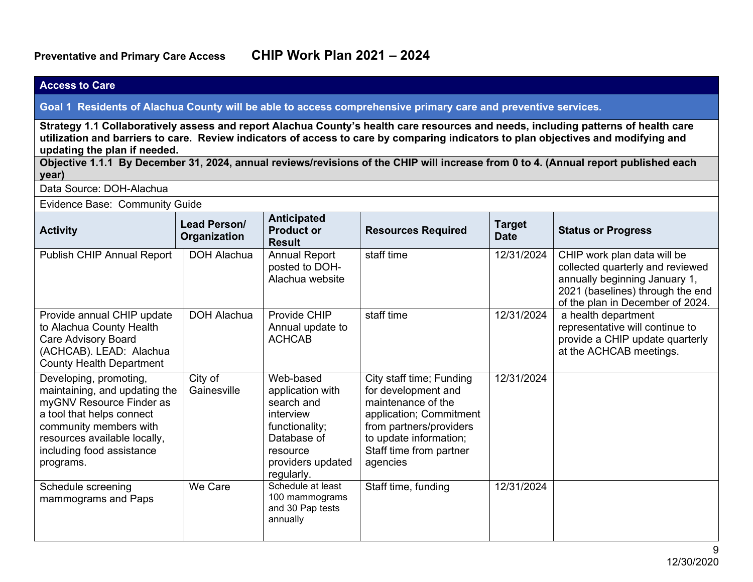**Preventative and Primary Care Access** **CHIP Work Plan 2021 – 2024**

| **Access to Care** | | | | | |
|---|---|---|---|---|---|
| **Goal 1 Residents of Alachua County will be able to access comprehensive primary care and preventive services.** | | | | | |
| **Strategy 1.1 Collaboratively assess and report Alachua County's health care resources and needs, including patterns of health care utilization and barriers to care. Review indicators of access to care by comparing indicators to plan objectives and modifying and updating the plan if needed.** | | | | | |
| **Objective 1.1.1 By December 31, 2024, annual reviews/revisions of the CHIP will increase from 0 to 4. (Annual report published each year)** | | | | | |
| Data Source: DOH-Alachua | | | | | |
| Evidence Base: Community Guide | | | | | |
| **Activity** | **Lead Person/ Organization** | **Anticipated Product or Result** | **Resources Required** | **Target Date** | **Status or Progress** |
| Publish CHIP Annual Report | DOH Alachua | Annual Report posted to DOH-Alachua website | staff time | 12/31/2024 | CHIP work plan data will be collected quarterly and reviewed annually beginning January 1, 2021 (baselines) through the end of the plan in December of 2024. |
| Provide annual CHIP update to Alachua County Health Care Advisory Board (ACHCAB). LEAD: Alachua County Health Department | DOH Alachua | Provide CHIP Annual update to ACHCAB | staff time | 12/31/2024 | a health department representative will continue to provide a CHIP update quarterly at the ACHCAB meetings. |
| Developing, promoting, maintaining, and updating the myGNV Resource Finder as a tool that helps connect community members with resources available locally, including food assistance programs. | City of Gainesville | Web-based application with search and interview functionality; Database of resource providers updated regularly. | City staff time; Funding for development and maintenance of the application; Commitment from partners/providers to update information; Staff time from partner agencies | 12/31/2024 | |
| Schedule screening mammograms and Paps | We Care | Schedule at least 100 mammograms and 30 Pap tests annually | Staff time, funding | 12/31/2024 | |

12/30/2020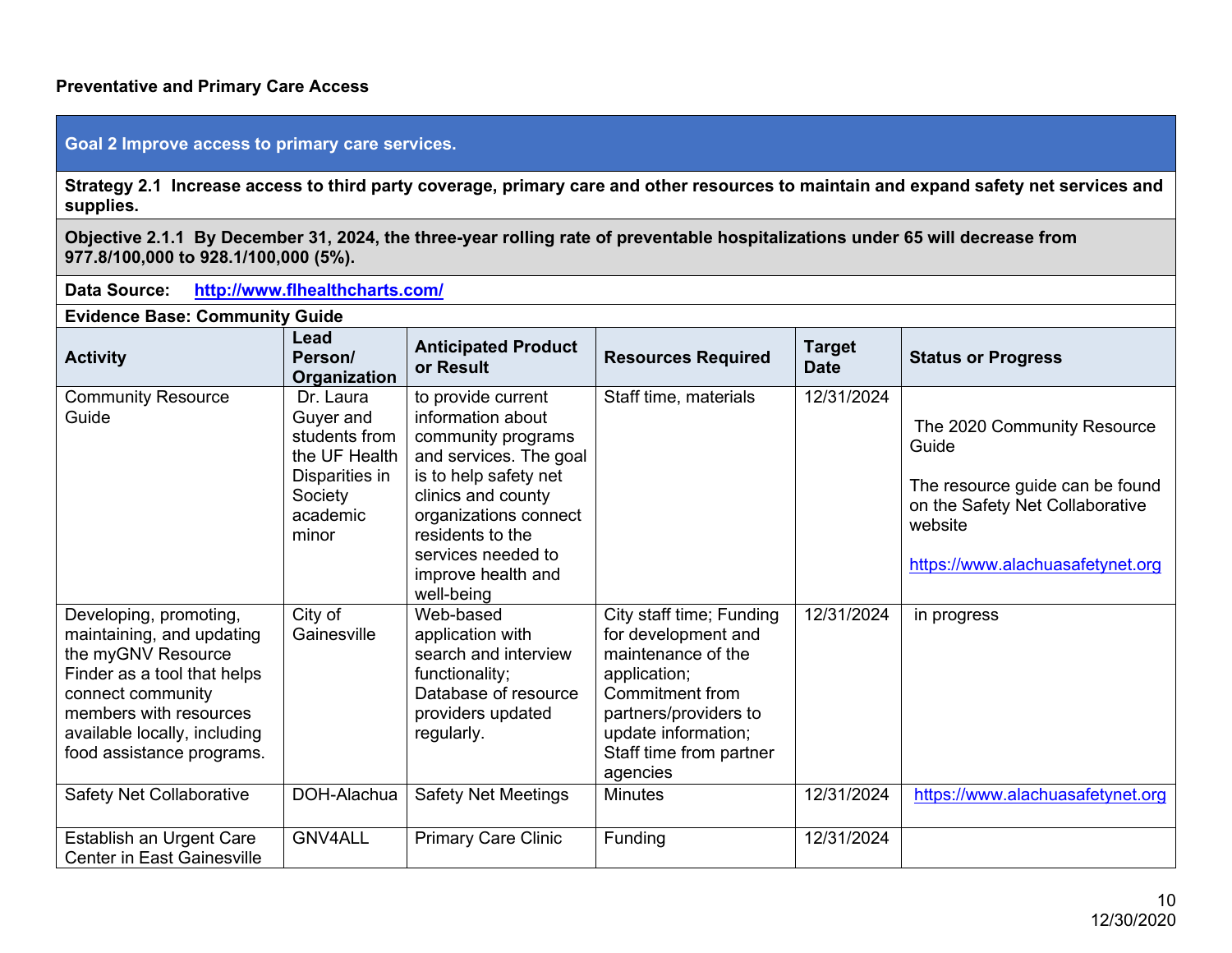## Preventative and Primary Care Access

| Goal 2 Improve access to primary care services. | | | | | |
|---|---|---|---|---|---|
| **Strategy 2.1 Increase access to third party coverage, primary care and other resources to maintain and expand safety net services and supplies.** | | | | | |
| **Objective 2.1.1 By December 31, 2024, the three-year rolling rate of preventable hospitalizations under 65 will decrease from 977.8/100,000 to 928.1/100,000 (5%).** | | | | | |
| **Data Source:** http://www.flhealthcharts.com/ | | | | | |
| **Evidence Base: Community Guide** | | | | | |
| **Activity** | **Lead Person/ Organization** | **Anticipated Product or Result** | **Resources Required** | **Target Date** | **Status or Progress** |
| Community Resource Guide | Dr. Laura Guyer and students from the UF Health Disparities in Society academic minor | to provide current information about community programs and services. The goal is to help safety net clinics and county organizations connect residents to the services needed to improve health and well-being | Staff time, materials | 12/31/2024 | The 2020 Community Resource Guide<br><br>The resource guide can be found on the Safety Net Collaborative website<br><br>https://www.alachuasafetynet.org |
| Developing, promoting, maintaining, and updating the myGNV Resource Finder as a tool that helps connect community members with resources available locally, including food assistance programs. | City of Gainesville | Web-based application with search and interview functionality; Database of resource providers updated regularly. | City staff time; Funding for development and maintenance of the application; Commitment from partners/providers to update information; Staff time from partner agencies | 12/31/2024 | in progress |
| Safety Net Collaborative | DOH-Alachua | Safety Net Meetings | Minutes | 12/31/2024 | https://www.alachuasafetynet.org |
| Establish an Urgent Care Center in East Gainesville | GNV4ALL | Primary Care Clinic | Funding | 12/31/2024 | |

12/30/2020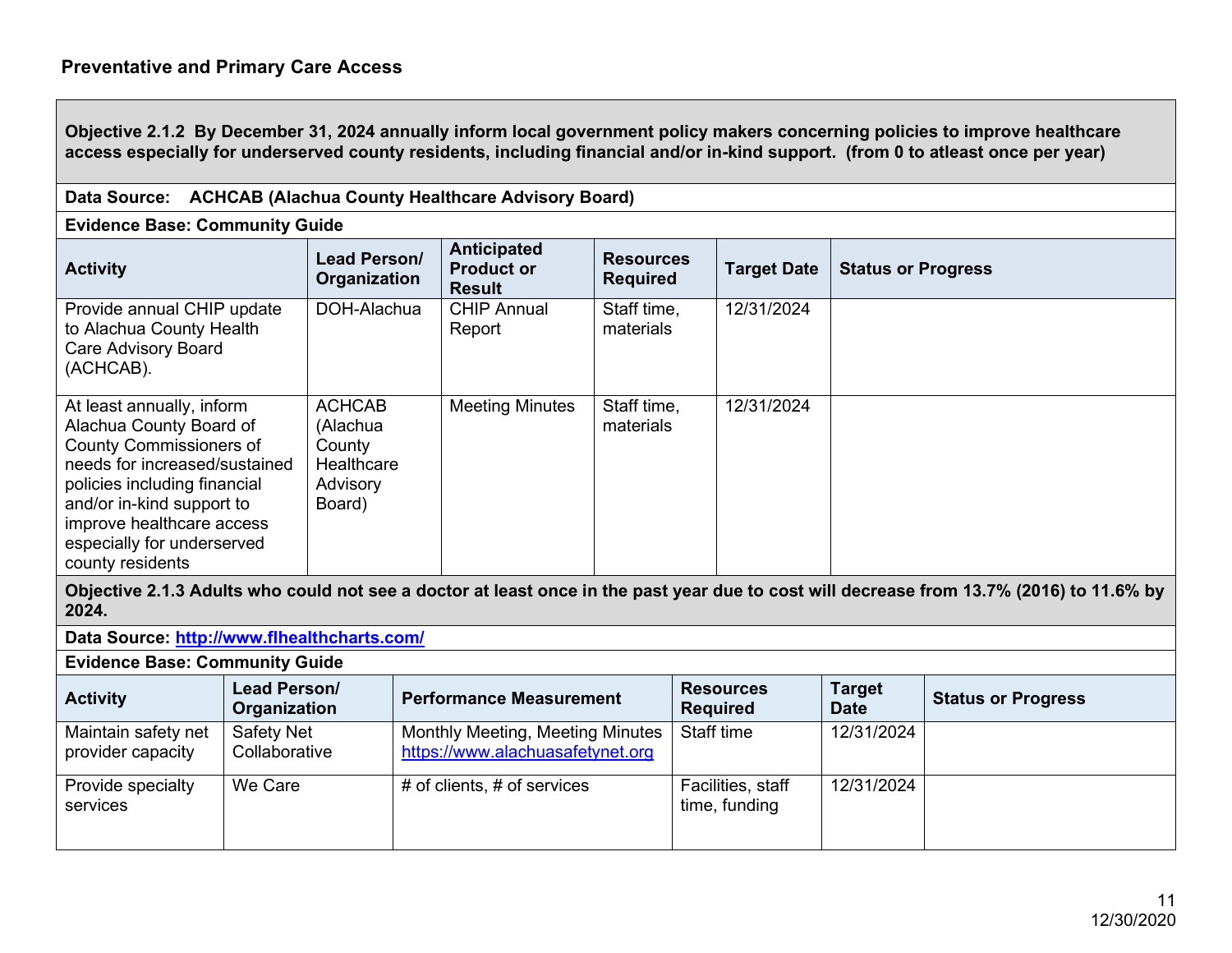## Preventative and Primary Care Access

**Objective 2.1.2 By December 31, 2024 annually inform local government policy makers concerning policies to improve healthcare access especially for underserved county residents, including financial and/or in-kind support. (from 0 to atleast once per year)**

**Data Source: ACHCAB (Alachua County Healthcare Advisory Board)**

**Evidence Base: Community Guide**

| Activity | Lead Person/ Organization | Anticipated Product or Result | Resources Required | Target Date | Status or Progress |
|---|---|---|---|---|---|
| Provide annual CHIP update to Alachua County Health Care Advisory Board (ACHCAB). | DOH-Alachua | CHIP Annual Report | Staff time, materials | 12/31/2024 | |
| At least annually, inform Alachua County Board of County Commissioners of needs for increased/sustained policies including financial and/or in-kind support to improve healthcare access especially for underserved county residents | ACHCAB (Alachua County Healthcare Advisory Board) | Meeting Minutes | Staff time, materials | 12/31/2024 | |

**Objective 2.1.3 Adults who could not see a doctor at least once in the past year due to cost will decrease from 13.7% (2016) to 11.6% by 2024.**

**Data Source: http://www.flhealthcharts.com/**

**Evidence Base: Community Guide**

| Activity | Lead Person/ Organization | Performance Measurement | Resources Required | Target Date | Status or Progress |
|---|---|---|---|---|---|
| Maintain safety net provider capacity | Safety Net Collaborative | Monthly Meeting, Meeting Minutes https://www.alachuasafetynet.org | Staff time | 12/31/2024 | |
| Provide specialty services | We Care | # of clients, # of services | Facilities, staff time, funding | 12/31/2024 | |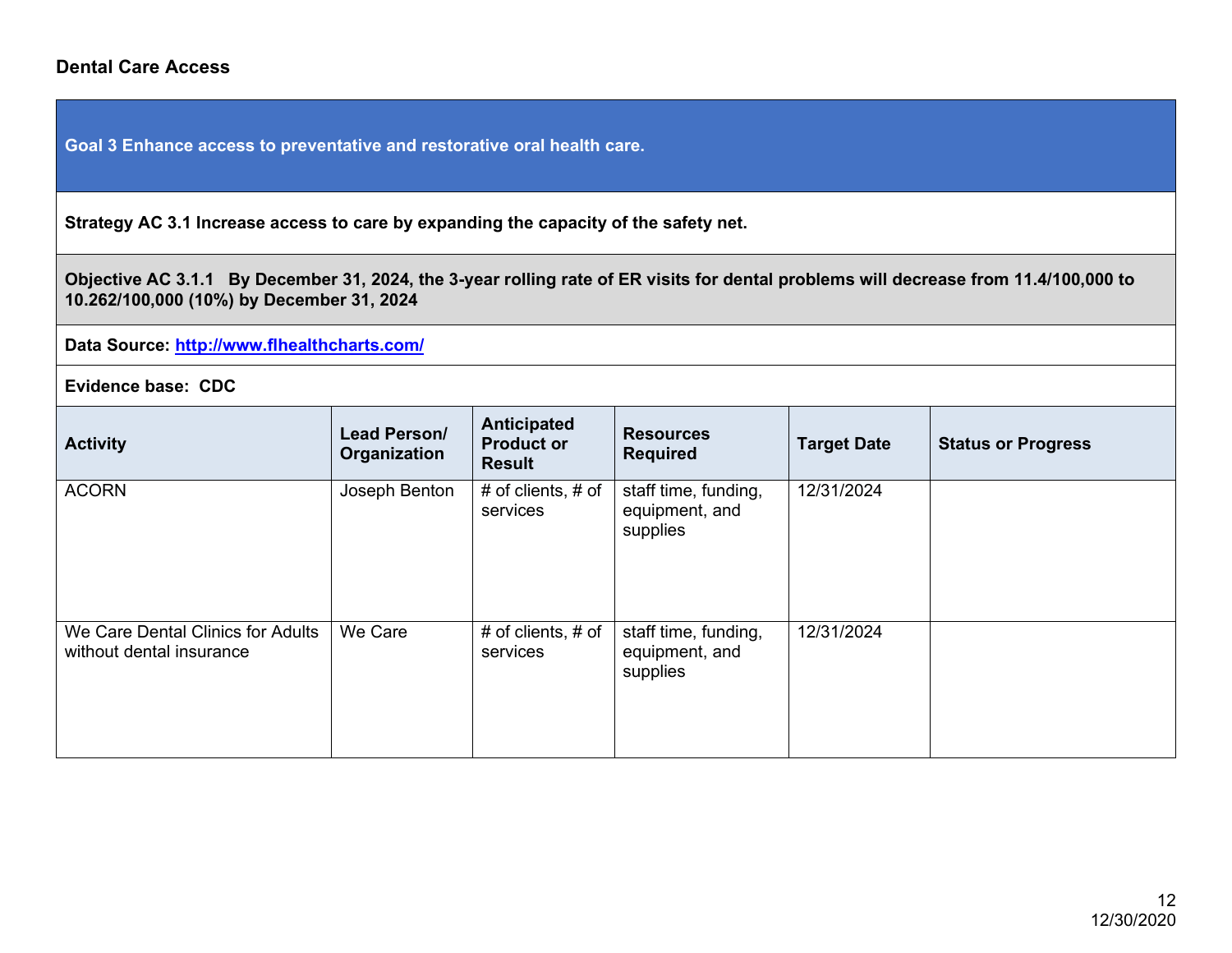## Dental Care Access

| Goal 3 Enhance access to preventative and restorative oral health care. | | | | | |
|---|---|---|---|---|---|
| **Strategy AC 3.1 Increase access to care by expanding the capacity of the safety net.** | | | | | |
| **Objective AC 3.1.1 By December 31, 2024, the 3-year rolling rate of ER visits for dental problems will decrease from 11.4/100,000 to 10.262/100,000 (10%) by December 31, 2024** | | | | | |
| **Data Source: [http://www.flhealthcharts.com/](http://www.flhealthcharts.com/)** | | | | | |
| **Evidence base: CDC** | | | | | |
| **Activity** | **Lead Person/ Organization** | **Anticipated Product or Result** | **Resources Required** | **Target Date** | **Status or Progress** |
| ACORN | Joseph Benton | # of clients, # of services | staff time, funding, equipment, and supplies | 12/31/2024 | |
| We Care Dental Clinics for Adults without dental insurance | We Care | # of clients, # of services | staff time, funding, equipment, and supplies | 12/31/2024 | |

12/30/2020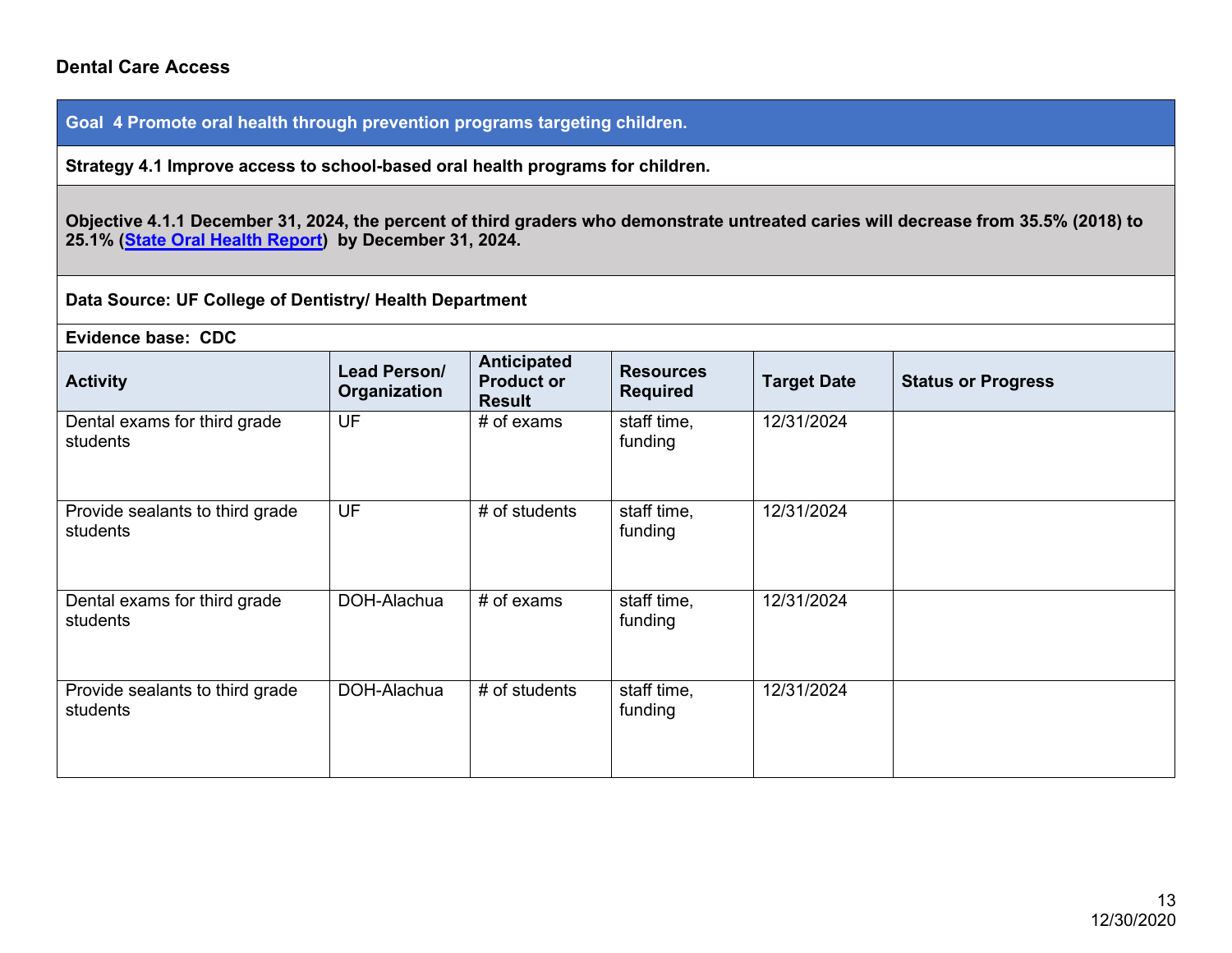## Dental Care Access

| Goal 4 Promote oral health through prevention programs targeting children. | | | | | |
|---|---|---|---|---|---|
| **Strategy 4.1 Improve access to school-based oral health programs for children.** | | | | | |
| **Objective 4.1.1 December 31, 2024, the percent of third graders who demonstrate untreated caries will decrease from 35.5% (2018) to 25.1% ([State Oral Health Report]) by December 31, 2024.** | | | | | |
| **Data Source: UF College of Dentistry/ Health Department** | | | | | |
| **Evidence base: CDC** | | | | | |
| **Activity** | **Lead Person/ Organization** | **Anticipated Product or Result** | **Resources Required** | **Target Date** | **Status or Progress** |
| Dental exams for third grade students | UF | # of exams | staff time, funding | 12/31/2024 | |
| Provide sealants to third grade students | UF | # of students | staff time, funding | 12/31/2024 | |
| Dental exams for third grade students | DOH-Alachua | # of exams | staff time, funding | 12/31/2024 | |
| Provide sealants to third grade students | DOH-Alachua | # of students | staff time, funding | 12/31/2024 | |

12/30/2020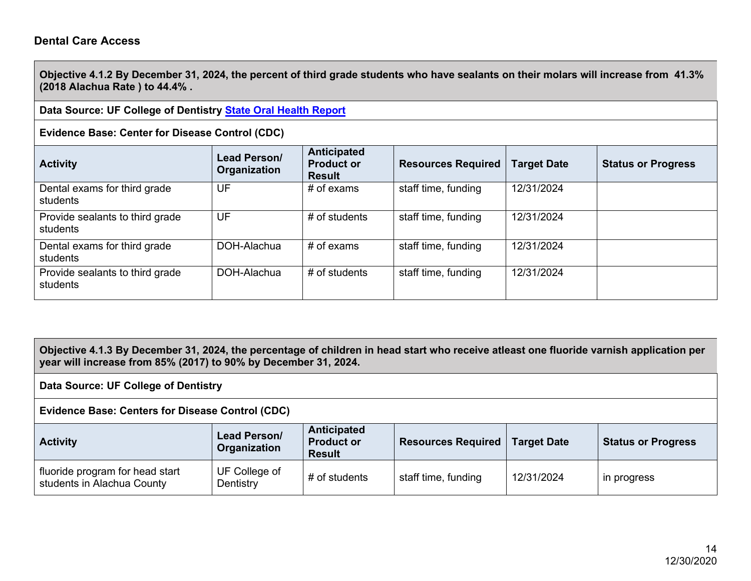## Dental Care Access

| **Objective 4.1.2 By December 31, 2024, the percent of third grade students who have sealants on their molars will increase from 41.3% (2018 Alachua Rate ) to 44.4% .** | | | | | |
|---|---|---|---|---|---|
| **Data Source: UF College of Dentistry State Oral Health Report** | | | | | |
| **Evidence Base: Center for Disease Control (CDC)** | | | | | |
| **Activity** | **Lead Person/ Organization** | **Anticipated Product or Result** | **Resources Required** | **Target Date** | **Status or Progress** |
| Dental exams for third grade students | UF | # of exams | staff time, funding | 12/31/2024 | |
| Provide sealants to third grade students | UF | # of students | staff time, funding | 12/31/2024 | |
| Dental exams for third grade students | DOH-Alachua | # of exams | staff time, funding | 12/31/2024 | |
| Provide sealants to third grade students | DOH-Alachua | # of students | staff time, funding | 12/31/2024 | |

| **Objective 4.1.3 By December 31, 2024, the percentage of children in head start who receive atleast one fluoride varnish application per year will increase from 85% (2017) to 90% by December 31, 2024.** | | | | | |
|---|---|---|---|---|---|
| **Data Source: UF College of Dentistry** | | | | | |
| **Evidence Base: Centers for Disease Control (CDC)** | | | | | |
| **Activity** | **Lead Person/ Organization** | **Anticipated Product or Result** | **Resources Required** | **Target Date** | **Status or Progress** |
| fluoride program for head start students in Alachua County | UF College of Dentistry | # of students | staff time, funding | 12/31/2024 | in progress |

12/30/2020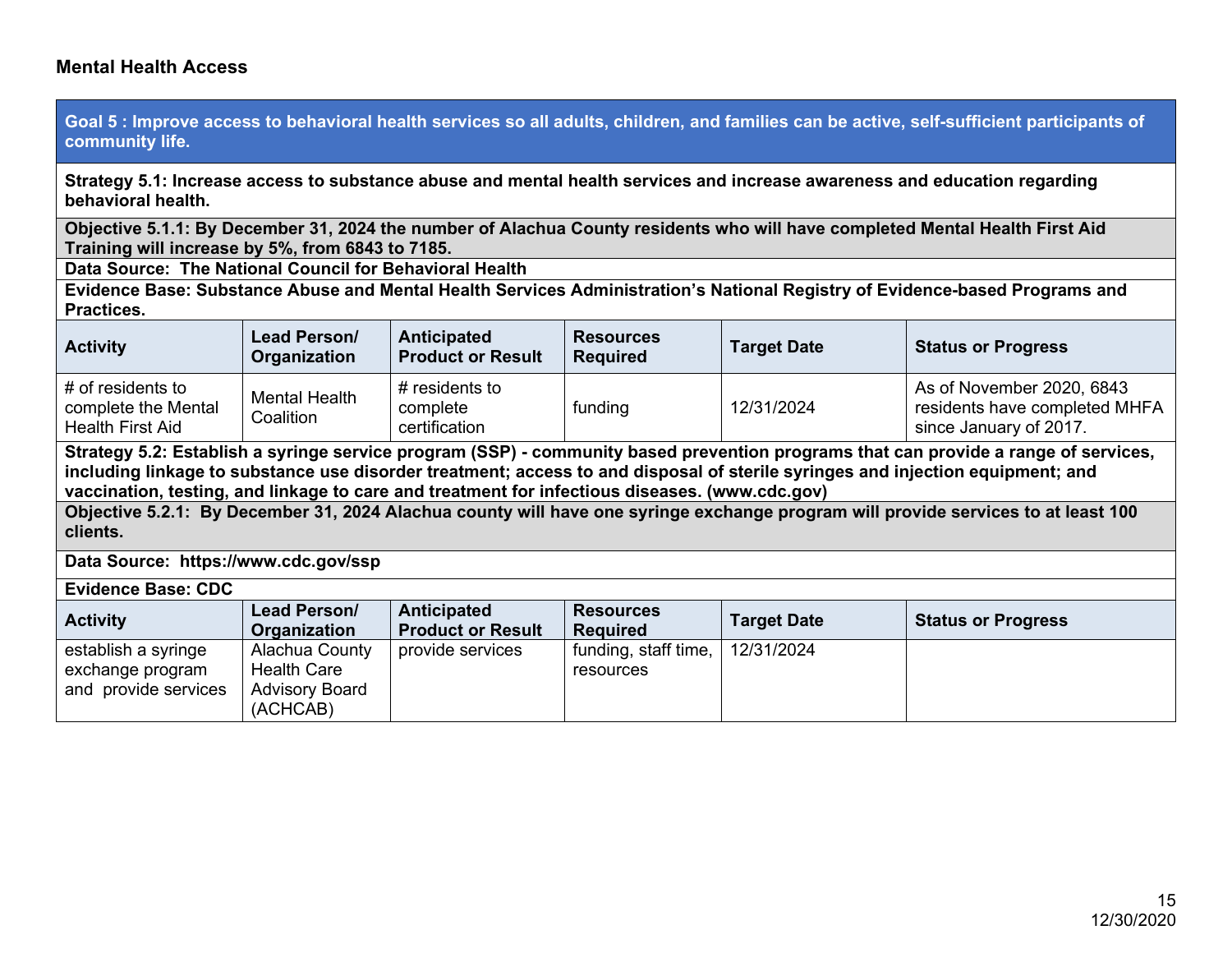## Mental Health Access

| **Goal 5 : Improve access to behavioral health services so all adults, children, and families can be active, self-sufficient participants of community life.** | | | | | |
|---|---|---|---|---|---|
| **Strategy 5.1: Increase access to substance abuse and mental health services and increase awareness and education regarding behavioral health.** | | | | | |
| **Objective 5.1.1: By December 31, 2024 the number of Alachua County residents who will have completed Mental Health First Aid Training will increase by 5%, from 6843 to 7185.** | | | | | |
| **Data Source: The National Council for Behavioral Health** | | | | | |
| **Evidence Base: Substance Abuse and Mental Health Services Administration's National Registry of Evidence-based Programs and Practices.** | | | | | |
| **Activity** | **Lead Person/ Organization** | **Anticipated Product or Result** | **Resources Required** | **Target Date** | **Status or Progress** |
| # of residents to complete the Mental Health First Aid | Mental Health Coalition | # residents to complete certification | funding | 12/31/2024 | As of November 2020, 6843 residents have completed MHFA since January of 2017. |
| **Strategy 5.2: Establish a syringe service program (SSP) - community based prevention programs that can provide a range of services, including linkage to substance use disorder treatment; access to and disposal of sterile syringes and injection equipment; and vaccination, testing, and linkage to care and treatment for infectious diseases. (www.cdc.gov)** | | | | | |
| **Objective 5.2.1: By December 31, 2024 Alachua county will have one syringe exchange program will provide services to at least 100 clients.** | | | | | |
| **Data Source: https://www.cdc.gov/ssp** | | | | | |
| **Evidence Base: CDC** | | | | | |
| **Activity** | **Lead Person/ Organization** | **Anticipated Product or Result** | **Resources Required** | **Target Date** | **Status or Progress** |
| establish a syringe exchange program and provide services | Alachua County Health Care Advisory Board (ACHCAB) | provide services | funding, staff time, resources | 12/31/2024 | |

12/30/2020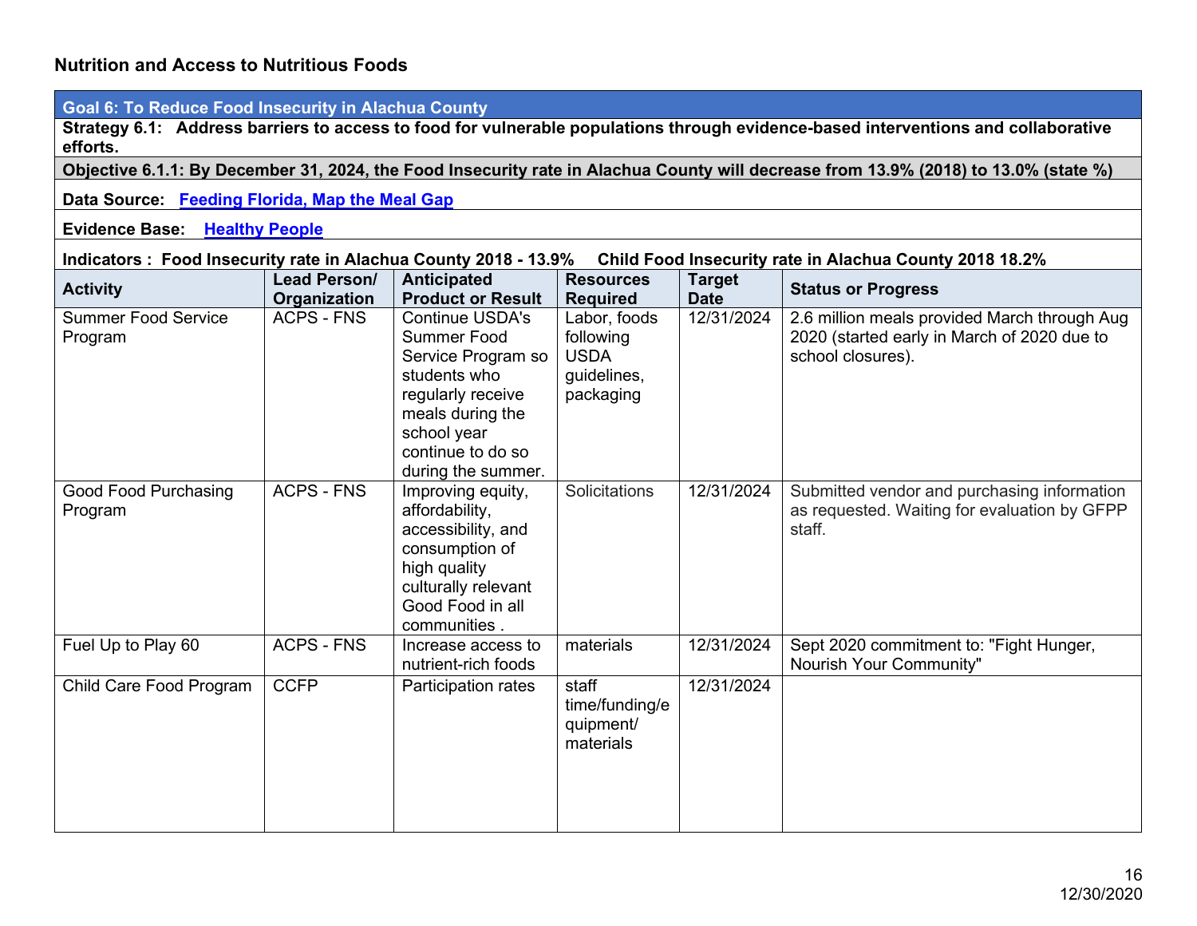## Nutrition and Access to Nutritious Foods

**Goal 6: To Reduce Food Insecurity in Alachua County**

**Strategy 6.1: Address barriers to access to food for vulnerable populations through evidence-based interventions and collaborative efforts.**

**Objective 6.1.1: By December 31, 2024, the Food Insecurity rate in Alachua County will decrease from 13.9% (2018) to 13.0% (state %)**

**Data Source:** **Feeding Florida, Map the Meal Gap**

**Evidence Base:** **Healthy People**

**Indicators : Food Insecurity rate in Alachua County 2018 - 13.9% Child Food Insecurity rate in Alachua County 2018 18.2%**

| Activity | Lead Person/ Organization | Anticipated Product or Result | Resources Required | Target Date | Status or Progress |
|---|---|---|---|---|---|
| Summer Food Service Program | ACPS - FNS | Continue USDA's Summer Food Service Program so students who regularly receive meals during the school year continue to do so during the summer. | Labor, foods following USDA guidelines, packaging | 12/31/2024 | 2.6 million meals provided March through Aug 2020 (started early in March of 2020 due to school closures). |
| Good Food Purchasing Program | ACPS - FNS | Improving equity, affordability, accessibility, and consumption of high quality culturally relevant Good Food in all communities . | Solicitations | 12/31/2024 | Submitted vendor and purchasing information as requested. Waiting for evaluation by GFPP staff. |
| Fuel Up to Play 60 | ACPS - FNS | Increase access to nutrient-rich foods | materials | 12/31/2024 | Sept 2020 commitment to: "Fight Hunger, Nourish Your Community" |
| Child Care Food Program | CCFP | Participation rates | staff time/funding/equipment/ materials | 12/31/2024 | |

12/30/2020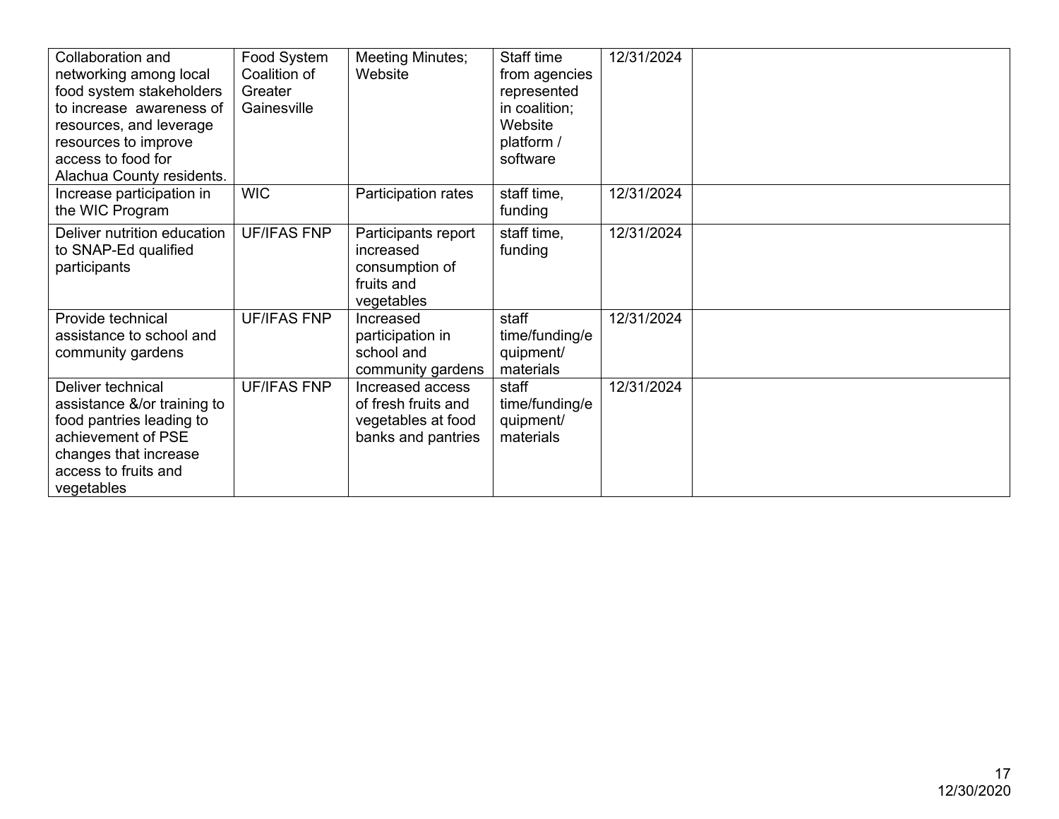| | | | | | |
|---|---|---|---|---|---|
| Collaboration and networking among local food system stakeholders to increase awareness of resources, and leverage resources to improve access to food for Alachua County residents. | Food System Coalition of Greater Gainesville | Meeting Minutes; Website | Staff time from agencies represented in coalition; Website platform / software | 12/31/2024 | |
| Increase participation in the WIC Program | WIC | Participation rates | staff time, funding | 12/31/2024 | |
| Deliver nutrition education to SNAP-Ed qualified participants | UF/IFAS FNP | Participants report increased consumption of fruits and vegetables | staff time, funding | 12/31/2024 | |
| Provide technical assistance to school and community gardens | UF/IFAS FNP | Increased participation in school and community gardens | staff time/funding/equipment/ materials | 12/31/2024 | |
| Deliver technical assistance &/or training to food pantries leading to achievement of PSE changes that increase access to fruits and vegetables | UF/IFAS FNP | Increased access of fresh fruits and vegetables at food banks and pantries | staff time/funding/equipment/ materials | 12/31/2024 | |

12/30/2020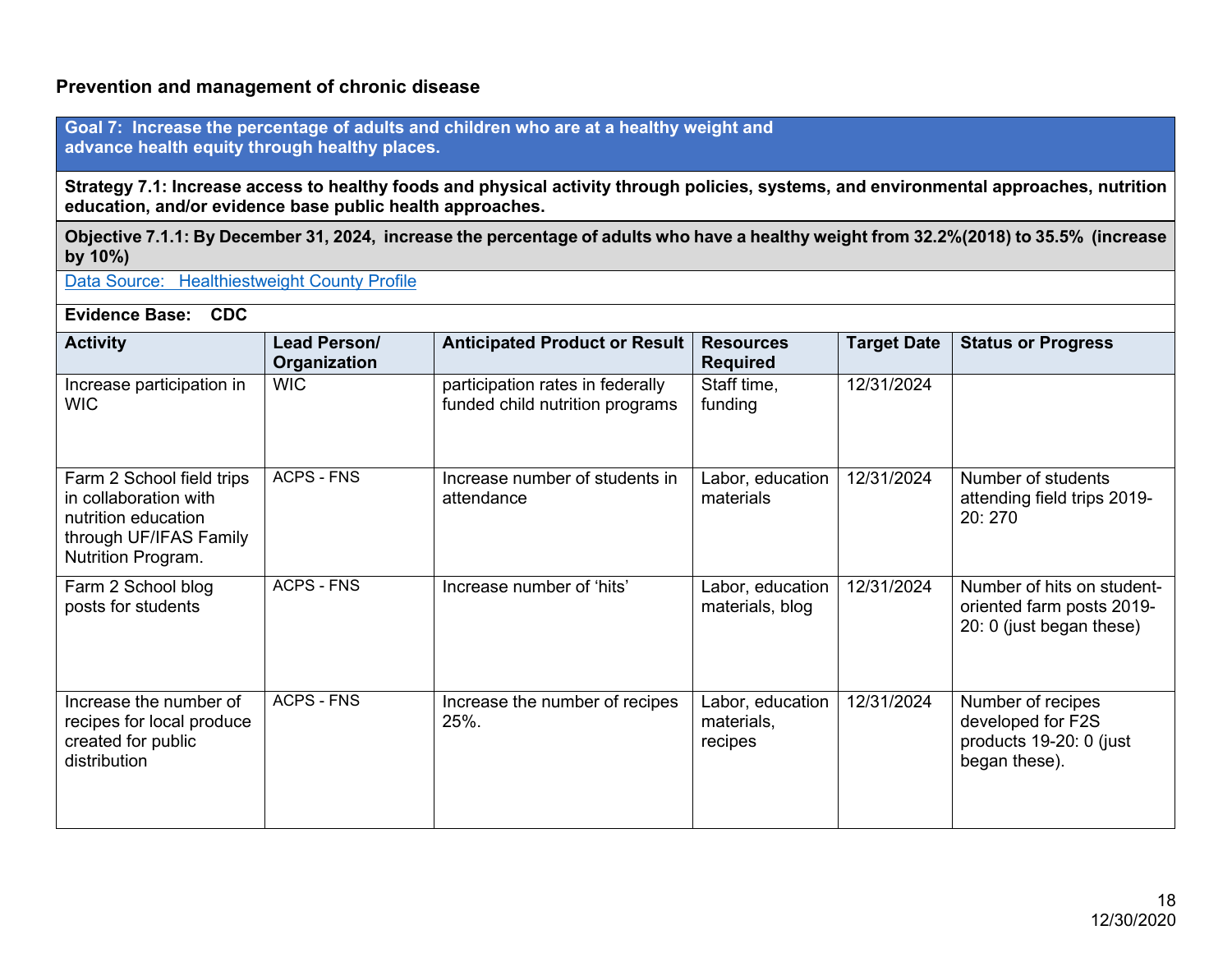## Prevention and management of chronic disease

**Goal 7: Increase the percentage of adults and children who are at a healthy weight and advance health equity through healthy places.**

**Strategy 7.1: Increase access to healthy foods and physical activity through policies, systems, and environmental approaches, nutrition education, and/or evidence base public health approaches.**

**Objective 7.1.1: By December 31, 2024, increase the percentage of adults who have a healthy weight from 32.2%(2018) to 35.5% (increase by 10%)**

Data Source: Healthiestweight County Profile

**Evidence Base: CDC**

| Activity | Lead Person/ Organization | Anticipated Product or Result | Resources Required | Target Date | Status or Progress |
|---|---|---|---|---|---|
| Increase participation in WIC | WIC | participation rates in federally funded child nutrition programs | Staff time, funding | 12/31/2024 | |
| Farm 2 School field trips in collaboration with nutrition education through UF/IFAS Family Nutrition Program. | ACPS - FNS | Increase number of students in attendance | Labor, education materials | 12/31/2024 | Number of students attending field trips 2019-20: 270 |
| Farm 2 School blog posts for students | ACPS - FNS | Increase number of 'hits' | Labor, education materials, blog | 12/31/2024 | Number of hits on student-oriented farm posts 2019-20: 0 (just began these) |
| Increase the number of recipes for local produce created for public distribution | ACPS - FNS | Increase the number of recipes 25%. | Labor, education materials, recipes | 12/31/2024 | Number of recipes developed for F2S products 19-20: 0 (just began these). |

12/30/2020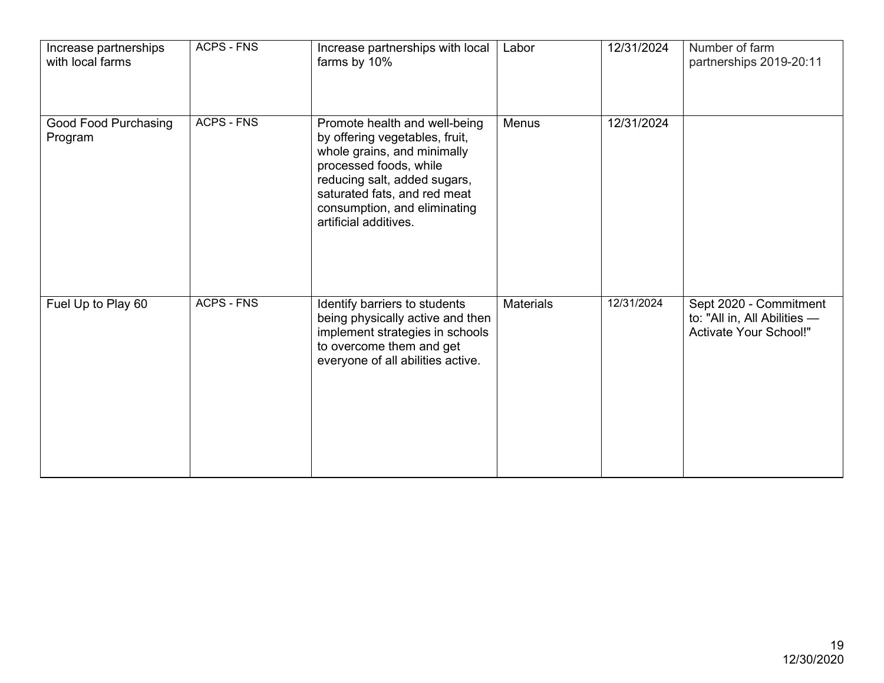| Increase partnerships with local farms | ACPS - FNS | Increase partnerships with local farms by 10% | Labor | 12/31/2024 | Number of farm partnerships 2019-20:11 |
|---|---|---|---|---|---|
| Good Food Purchasing Program | ACPS - FNS | Promote health and well-being by offering vegetables, fruit, whole grains, and minimally processed foods, while reducing salt, added sugars, saturated fats, and red meat consumption, and eliminating artificial additives. | Menus | 12/31/2024 | |
| Fuel Up to Play 60 | ACPS - FNS | Identify barriers to students being physically active and then implement strategies in schools to overcome them and get everyone of all abilities active. | Materials | 12/31/2024 | Sept 2020 - Commitment to: "All in, All Abilities — Activate Your School!" |

12/30/2020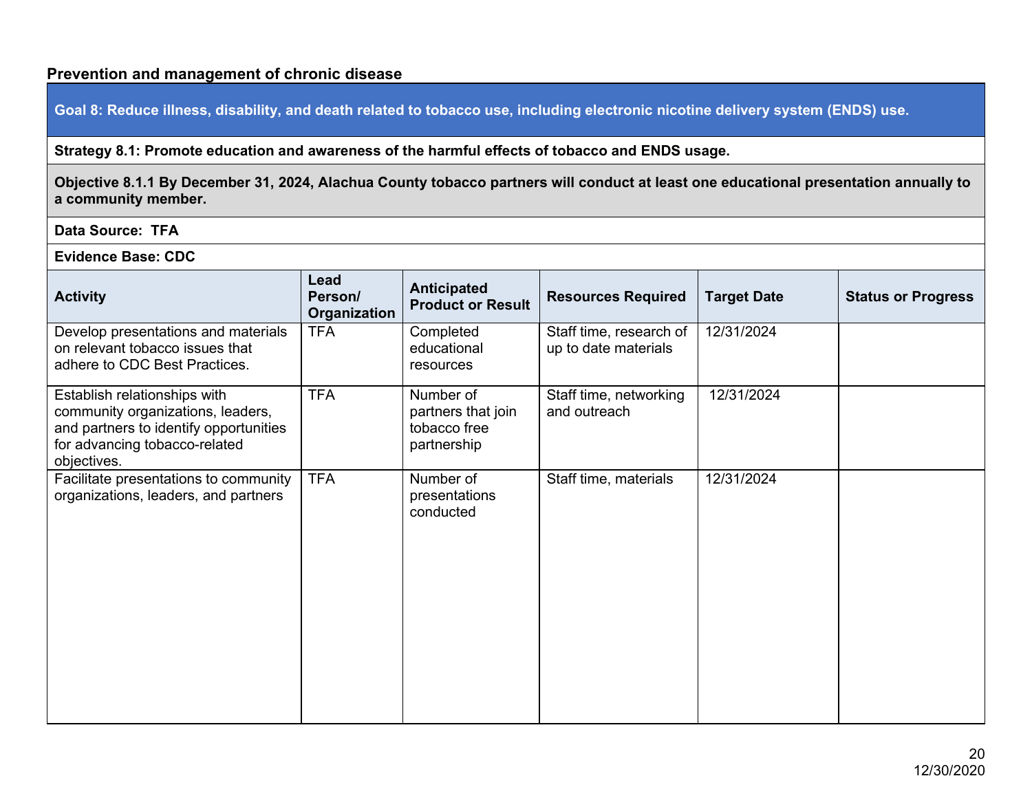**Prevention and management of chronic disease**

| **Goal 8: Reduce illness, disability, and death related to tobacco use, including electronic nicotine delivery system (ENDS) use.** | | | | | |
|---|---|---|---|---|---|
| **Strategy 8.1: Promote education and awareness of the harmful effects of tobacco and ENDS usage.** | | | | | |
| **Objective 8.1.1 By December 31, 2024, Alachua County tobacco partners will conduct at least one educational presentation annually to a community member.** | | | | | |
| **Data Source: TFA** | | | | | |
| **Evidence Base: CDC** | | | | | |
| **Activity** | **Lead Person/ Organization** | **Anticipated Product or Result** | **Resources Required** | **Target Date** | **Status or Progress** |
| Develop presentations and materials on relevant tobacco issues that adhere to CDC Best Practices. | TFA | Completed educational resources | Staff time, research of up to date materials | 12/31/2024 | |
| Establish relationships with community organizations, leaders, and partners to identify opportunities for advancing tobacco-related objectives. | TFA | Number of partners that join tobacco free partnership | Staff time, networking and outreach | 12/31/2024 | |
| Facilitate presentations to community organizations, leaders, and partners | TFA | Number of presentations conducted | Staff time, materials | 12/31/2024 | |

12/30/2020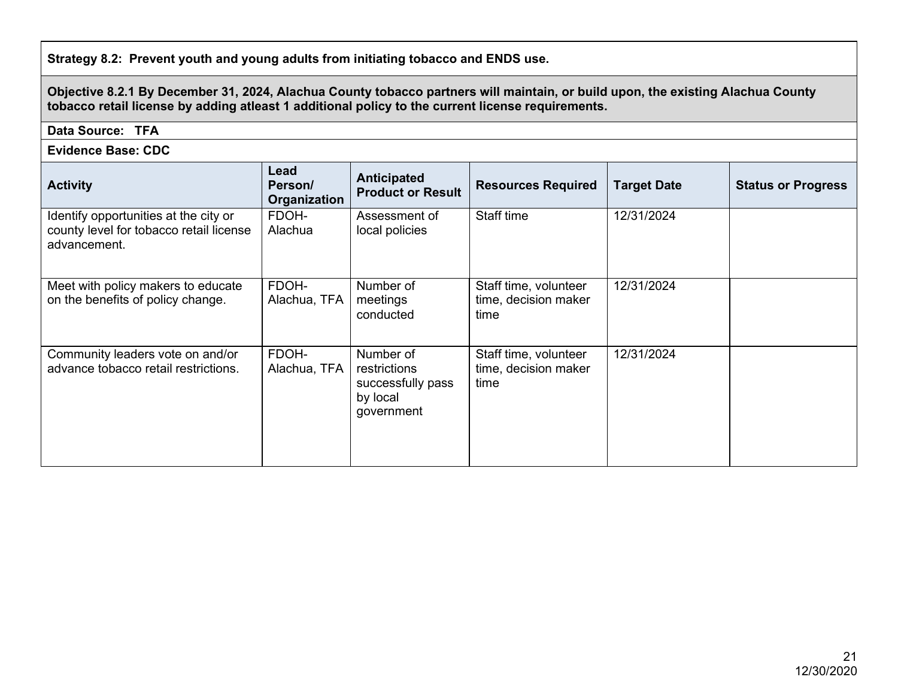**Strategy 8.2: Prevent youth and young adults from initiating tobacco and ENDS use.**

**Objective 8.2.1 By December 31, 2024, Alachua County tobacco partners will maintain, or build upon, the existing Alachua County tobacco retail license by adding atleast 1 additional policy to the current license requirements.**

**Data Source: TFA**

**Evidence Base: CDC**

| Activity | Lead Person/ Organization | Anticipated Product or Result | Resources Required | Target Date | Status or Progress |
|---|---|---|---|---|---|
| Identify opportunities at the city or county level for tobacco retail license advancement. | FDOH-Alachua | Assessment of local policies | Staff time | 12/31/2024 | |
| Meet with policy makers to educate on the benefits of policy change. | FDOH-Alachua, TFA | Number of meetings conducted | Staff time, volunteer time, decision maker time | 12/31/2024 | |
| Community leaders vote on and/or advance tobacco retail restrictions. | FDOH-Alachua, TFA | Number of restrictions successfully pass by local government | Staff time, volunteer time, decision maker time | 12/31/2024 | |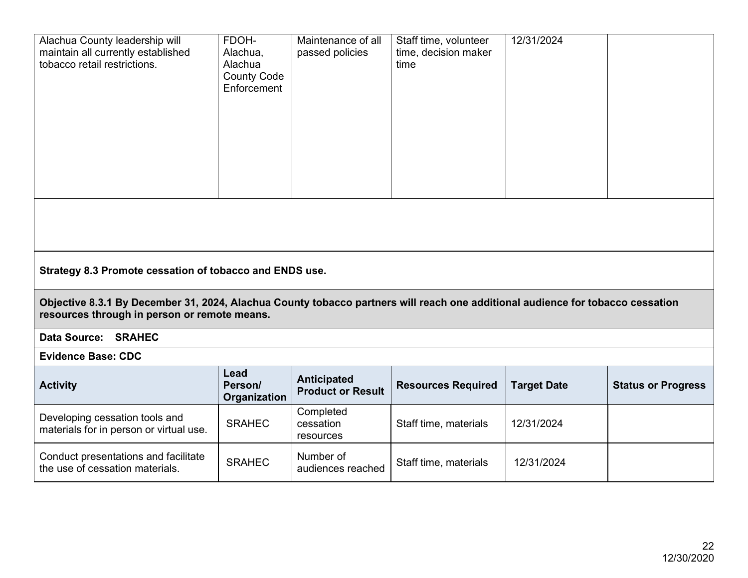| Activity | Lead Person/ Organization | Anticipated Product or Result | Resources Required | Target Date | Status or Progress |
|---|---|---|---|---|---|
| Alachua County leadership will maintain all currently established tobacco retail restrictions. | FDOH-Alachua, Alachua County Code Enforcement | Maintenance of all passed policies | Staff time, volunteer time, decision maker time | 12/31/2024 | |

**Strategy 8.3 Promote cessation of tobacco and ENDS use.**

**Objective 8.3.1 By December 31, 2024, Alachua County tobacco partners will reach one additional audience for tobacco cessation resources through in person or remote means.**

**Data Source: SRAHEC**

**Evidence Base: CDC**

| Activity | Lead Person/ Organization | Anticipated Product or Result | Resources Required | Target Date | Status or Progress |
|---|---|---|---|---|---|
| Developing cessation tools and materials for in person or virtual use. | SRAHEC | Completed cessation resources | Staff time, materials | 12/31/2024 | |
| Conduct presentations and facilitate the use of cessation materials. | SRAHEC | Number of audiences reached | Staff time, materials | 12/31/2024 | |

12/30/2020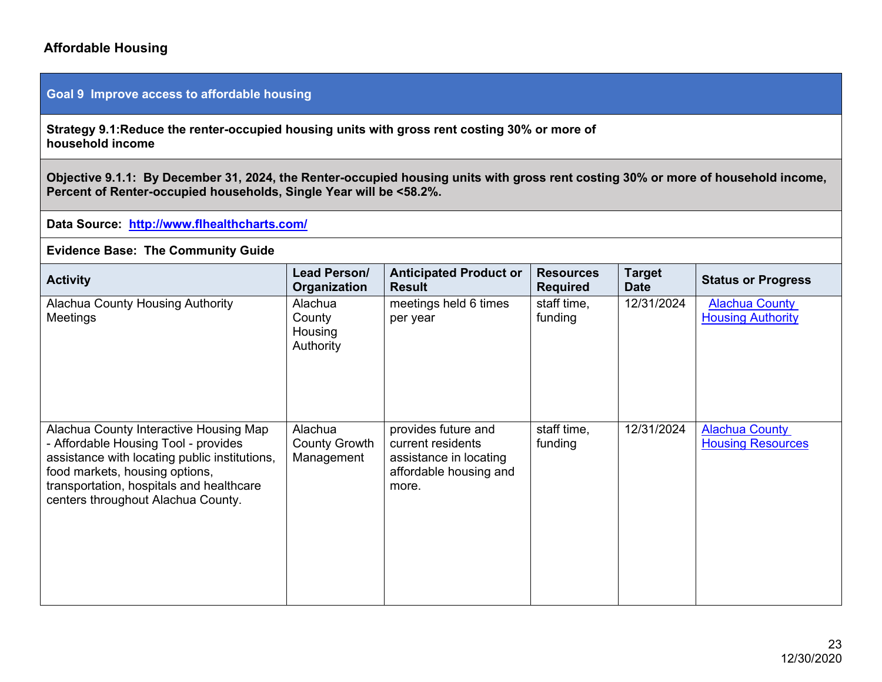## Affordable Housing

| Goal 9 Improve access to affordable housing | | | | | |
|---|---|---|---|---|---|
| **Strategy 9.1:Reduce the renter-occupied housing units with gross rent costing 30% or more of household income** | | | | | |
| **Objective 9.1.1: By December 31, 2024, the Renter-occupied housing units with gross rent costing 30% or more of household income, Percent of Renter-occupied households, Single Year will be <58.2%.** | | | | | |
| **Data Source: [http://www.flhealthcharts.com/](http://www.flhealthcharts.com/)** | | | | | |
| **Evidence Base: The Community Guide** | | | | | |
| **Activity** | **Lead Person/ Organization** | **Anticipated Product or Result** | **Resources Required** | **Target Date** | **Status or Progress** |
| Alachua County Housing Authority Meetings | Alachua County Housing Authority | meetings held 6 times per year | staff time, funding | 12/31/2024 | Alachua County Housing Authority |
| Alachua County Interactive Housing Map - Affordable Housing Tool - provides assistance with locating public institutions, food markets, housing options, transportation, hospitals and healthcare centers throughout Alachua County. | Alachua County Growth Management | provides future and current residents assistance in locating affordable housing and more. | staff time, funding | 12/31/2024 | Alachua County Housing Resources |

12/30/2020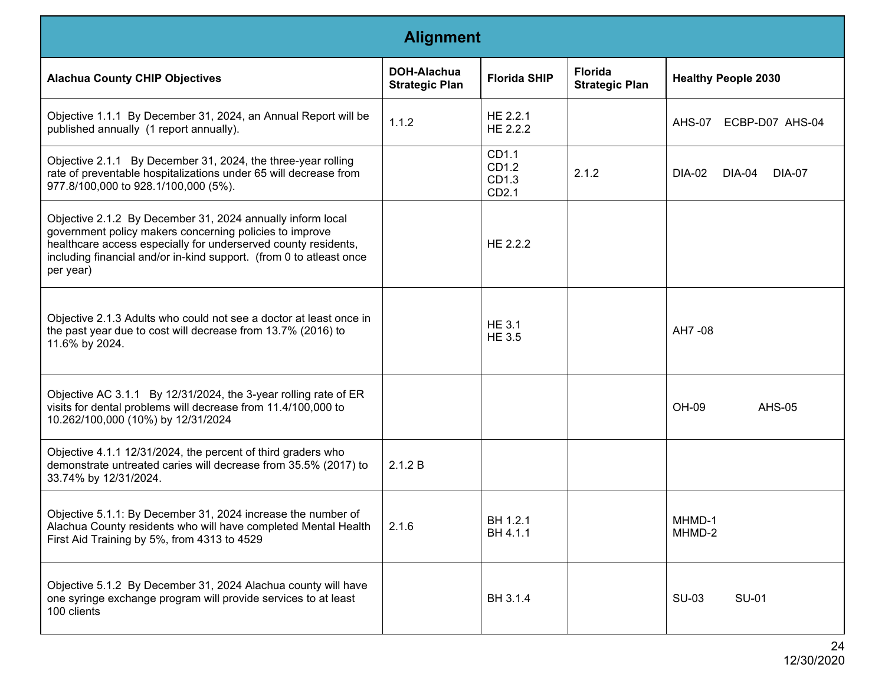| Alignment | | | | |
|---|---|---|---|---|
| **Alachua County CHIP Objectives** | **DOH-Alachua Strategic Plan** | **Florida SHIP** | **Florida Strategic Plan** | **Healthy People 2030** |
| Objective 1.1.1 By December 31, 2024, an Annual Report will be published annually (1 report annually). | 1.1.2 | HE 2.2.1<br>HE 2.2.2 | | AHS-07 ECBP-D07 AHS-04 |
| Objective 2.1.1 By December 31, 2024, the three-year rolling rate of preventable hospitalizations under 65 will decrease from 977.8/100,000 to 928.1/100,000 (5%). | | CD1.1<br>CD1.2<br>CD1.3<br>CD2.1 | 2.1.2 | DIA-02 DIA-04 DIA-07 |
| Objective 2.1.2 By December 31, 2024 annually inform local government policy makers concerning policies to improve healthcare access especially for underserved county residents, including financial and/or in-kind support. (from 0 to atleast once per year) | | HE 2.2.2 | | |
| Objective 2.1.3 Adults who could not see a doctor at least once in the past year due to cost will decrease from 13.7% (2016) to 11.6% by 2024. | | HE 3.1<br>HE 3.5 | | AH7 -08 |
| Objective AC 3.1.1 By 12/31/2024, the 3-year rolling rate of ER visits for dental problems will decrease from 11.4/100,000 to 10.262/100,000 (10%) by 12/31/2024 | | | | OH-09 AHS-05 |
| Objective 4.1.1 12/31/2024, the percent of third graders who demonstrate untreated caries will decrease from 35.5% (2017) to 33.74% by 12/31/2024. | 2.1.2 B | | | |
| Objective 5.1.1: By December 31, 2024 increase the number of Alachua County residents who will have completed Mental Health First Aid Training by 5%, from 4313 to 4529 | 2.1.6 | BH 1.2.1<br>BH 4.1.1 | | MHMD-1<br>MHMD-2 |
| Objective 5.1.2 By December 31, 2024 Alachua county will have one syringe exchange program will provide services to at least 100 clients | | BH 3.1.4 | | SU-03 SU-01 |

12/30/2020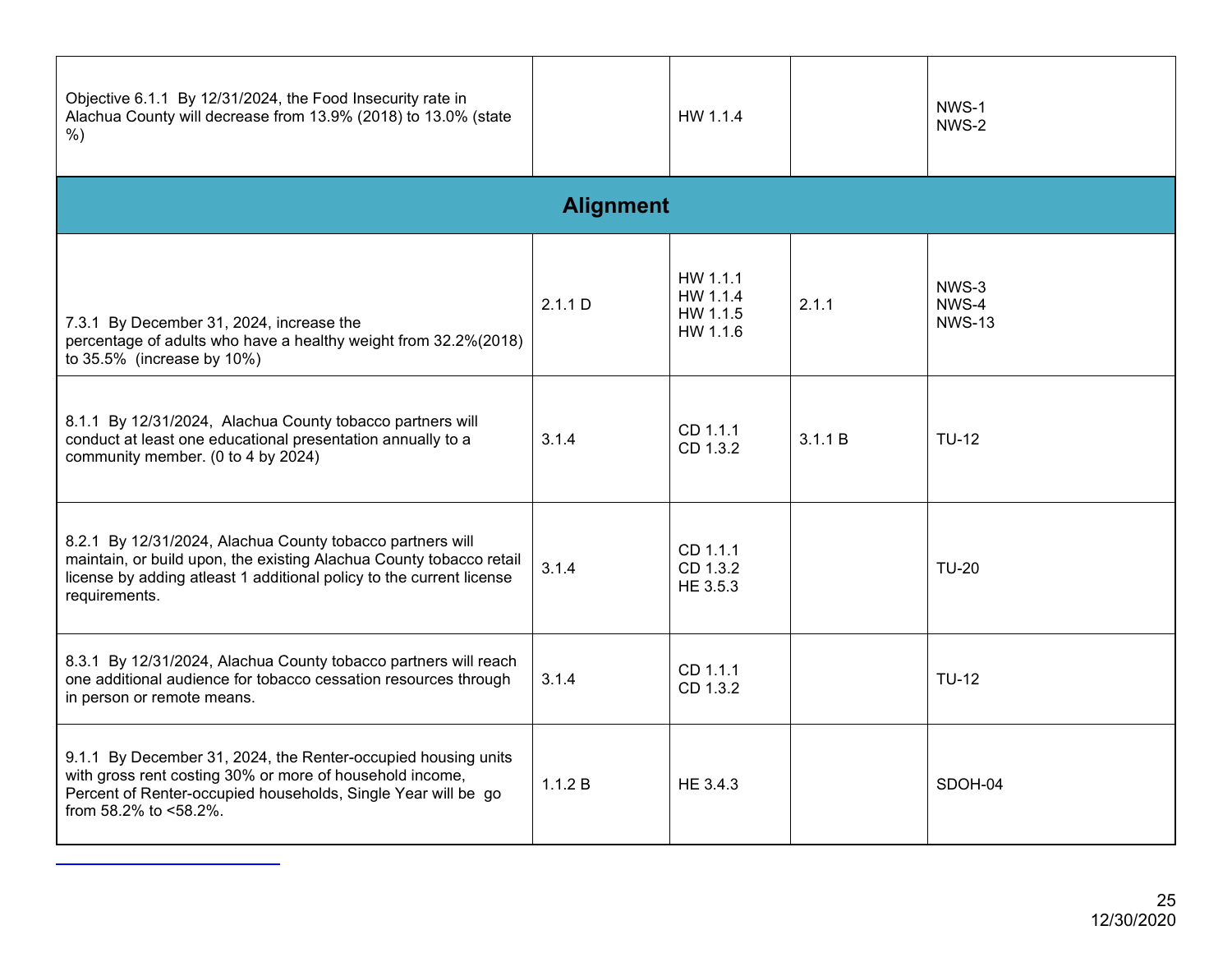| | | | | |
|---|---|---|---|---|
| Objective 6.1.1 By 12/31/2024, the Food Insecurity rate in Alachua County will decrease from 13.9% (2018) to 13.0% (state %) | | HW 1.1.4 | | NWS-1<br>NWS-2 |
| **Alignment** | | | | |
| 7.3.1 By December 31, 2024, increase the percentage of adults who have a healthy weight from 32.2%(2018) to 35.5% (increase by 10%) | 2.1.1 D | HW 1.1.1<br>HW 1.1.4<br>HW 1.1.5<br>HW 1.1.6 | 2.1.1 | NWS-3<br>NWS-4<br>NWS-13 |
| 8.1.1 By 12/31/2024, Alachua County tobacco partners will conduct at least one educational presentation annually to a community member. (0 to 4 by 2024) | 3.1.4 | CD 1.1.1<br>CD 1.3.2 | 3.1.1 B | TU-12 |
| 8.2.1 By 12/31/2024, Alachua County tobacco partners will maintain, or build upon, the existing Alachua County tobacco retail license by adding atleast 1 additional policy to the current license requirements. | 3.1.4 | CD 1.1.1<br>CD 1.3.2<br>HE 3.5.3 | | TU-20 |
| 8.3.1 By 12/31/2024, Alachua County tobacco partners will reach one additional audience for tobacco cessation resources through in person or remote means. | 3.1.4 | CD 1.1.1<br>CD 1.3.2 | | TU-12 |
| 9.1.1 By December 31, 2024, the Renter-occupied housing units with gross rent costing 30% or more of household income, Percent of Renter-occupied households, Single Year will be go from 58.2% to <58.2%. | 1.1.2 B | HE 3.4.3 | | SDOH-04 |

12/30/2020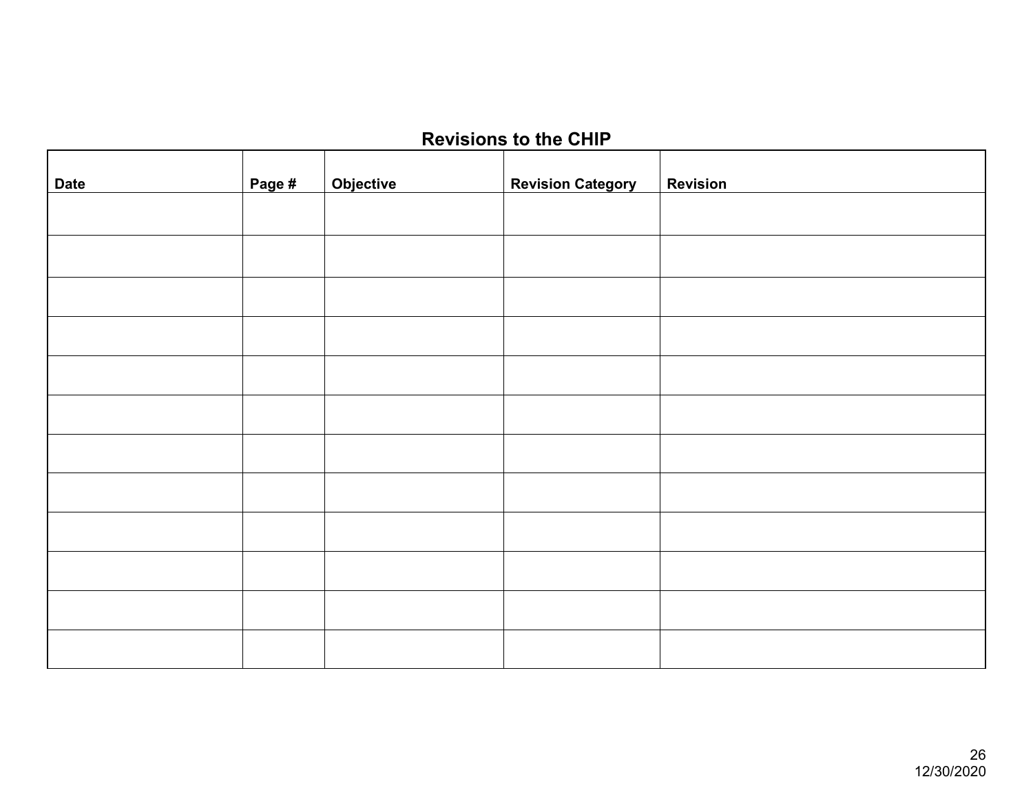## Revisions to the CHIP

| Date | Page # | Objective | Revision Category | Revision |
|---|---|---|---|---|
| | | | | |
| | | | | |
| | | | | |
| | | | | |
| | | | | |
| | | | | |
| | | | | |
| | | | | |
| | | | | |
| | | | | |
| | | | | |
| | | | | |

12/30/2020